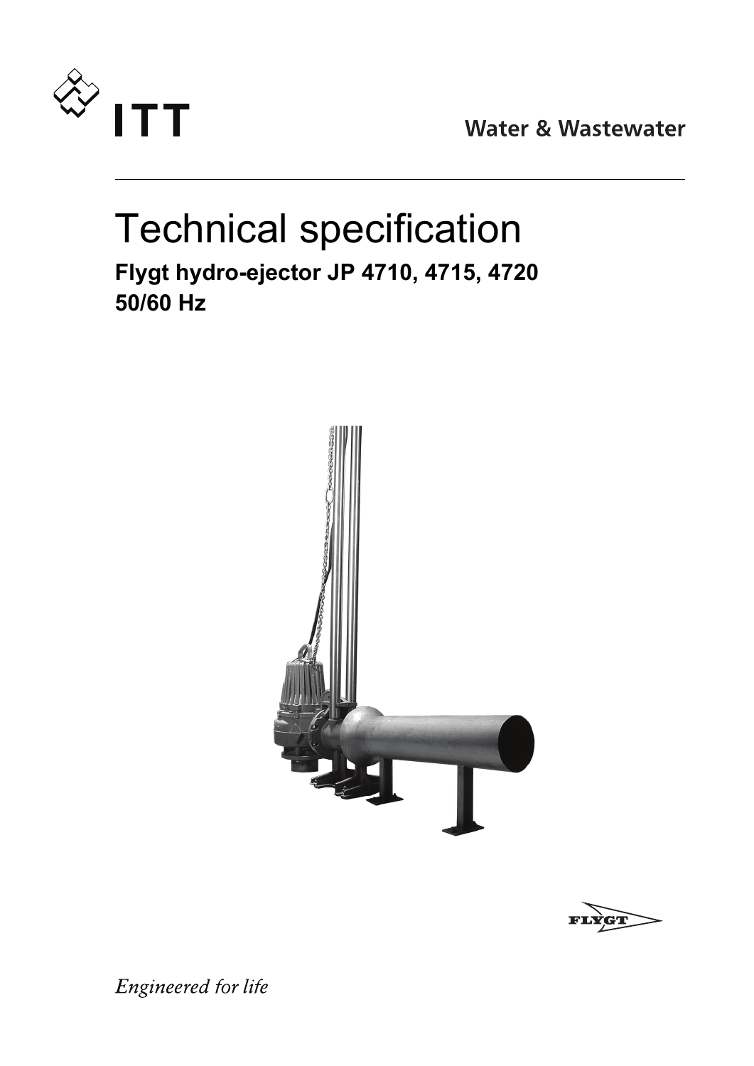ITT

Water & Wastewater

# Technical specification

**Flygt hydro-ejector JP 4710, 4715, 4720**
**50/60 Hz**

FLYGT

*Engineered for life*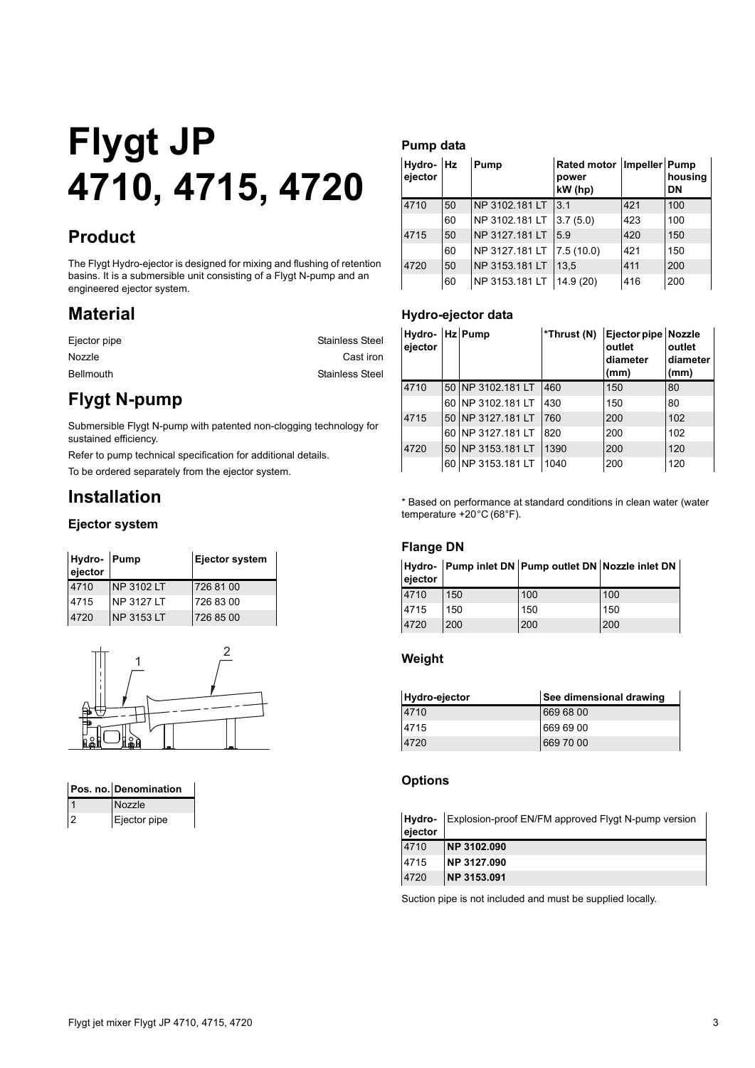# Flygt JP 4710, 4715, 4720

## Product

The Flygt Hydro-ejector is designed for mixing and flushing of retention basins. It is a submersible unit consisting of a Flygt N-pump and an engineered ejector system.

## Material

| | |
|---|---|
| Ejector pipe | Stainless Steel |
| Nozzle | Cast iron |
| Bellmouth | Stainless Steel |

## Flygt N-pump

Submersible Flygt N-pump with patented non-clogging technology for sustained efficiency.

Refer to pump technical specification for additional details.

To be ordered separately from the ejector system.

## Installation

### Ejector system

| Hydro-ejector | Pump | Ejector system |
|---|---|---|
| 4710 | NP 3102 LT | 726 81 00 |
| 4715 | NP 3127 LT | 726 83 00 |
| 4720 | NP 3153 LT | 726 85 00 |

| Pos. no. | Denomination |
|---|---|
| 1 | Nozzle |
| 2 | Ejector pipe |

### Pump data

| Hydro-ejector | Hz | Pump | Rated motor power kW (hp) | Impeller | Pump housing DN |
|---|---|---|---|---|---|
| 4710 | 50 | NP 3102.181 LT | 3.1 | 421 | 100 |
| | 60 | NP 3102.181 LT | 3.7 (5.0) | 423 | 100 |
| 4715 | 50 | NP 3127.181 LT | 5.9 | 420 | 150 |
| | 60 | NP 3127.181 LT | 7.5 (10.0) | 421 | 150 |
| 4720 | 50 | NP 3153.181 LT | 13,5 | 411 | 200 |
| | 60 | NP 3153.181 LT | 14.9 (20) | 416 | 200 |

### Hydro-ejector data

| Hydro-ejector | Hz | Pump | *Thrust (N) | Ejector pipe outlet diameter (mm) | Nozzle outlet diameter (mm) |
|---|---|---|---|---|---|
| 4710 | 50 | NP 3102.181 LT | 460 | 150 | 80 |
| | 60 | NP 3102.181 LT | 430 | 150 | 80 |
| 4715 | 50 | NP 3127.181 LT | 760 | 200 | 102 |
| | 60 | NP 3127.181 LT | 820 | 200 | 102 |
| 4720 | 50 | NP 3153.181 LT | 1390 | 200 | 120 |
| | 60 | NP 3153.181 LT | 1040 | 200 | 120 |

* Based on performance at standard conditions in clean water (water temperature +20°C (68°F).

### Flange DN

| Hydro-ejector | Pump inlet DN | Pump outlet DN | Nozzle inlet DN |
|---|---|---|---|
| 4710 | 150 | 100 | 100 |
| 4715 | 150 | 150 | 150 |
| 4720 | 200 | 200 | 200 |

### Weight

| Hydro-ejector | See dimensional drawing |
|---|---|
| 4710 | 669 68 00 |
| 4715 | 669 69 00 |
| 4720 | 669 70 00 |

### Options

| Hydro-ejector | Explosion-proof EN/FM approved Flygt N-pump version |
|---|---|
| 4710 | **NP 3102.090** |
| 4715 | **NP 3127.090** |
| 4720 | **NP 3153.091** |

Suction pipe is not included and must be supplied locally.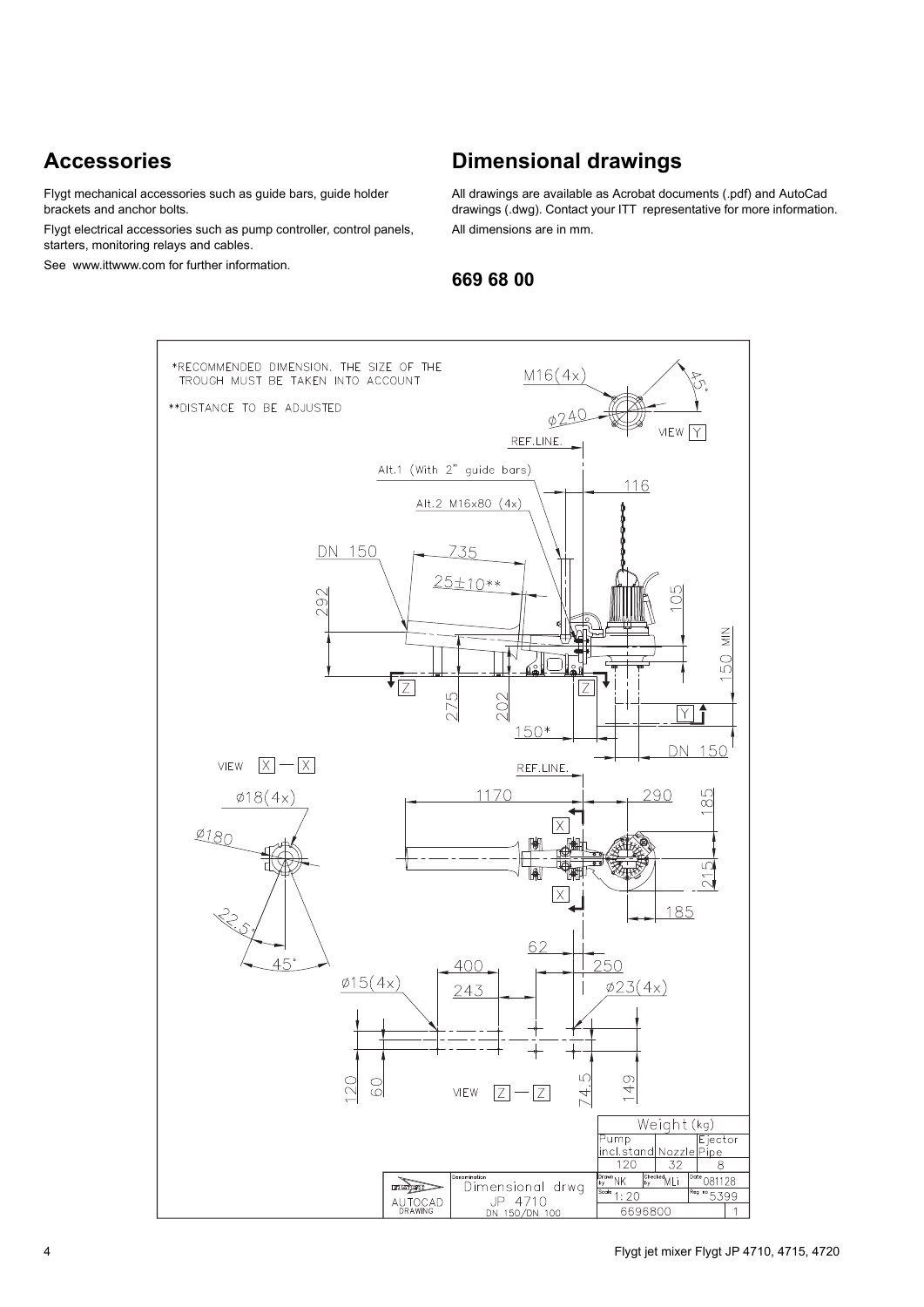## Accessories

Flygt mechanical accessories such as guide bars, guide holder brackets and anchor bolts.

Flygt electrical accessories such as pump controller, control panels, starters, monitoring relays and cables.

See www.ittwww.com for further information.

## Dimensional drawings

All drawings are available as Acrobat documents (.pdf) and AutoCad drawings (.dwg). Contact your ITT representative for more information.

All dimensions are in mm.

### 669 68 00

*RECOMMENDED DIMENSION. THE SIZE OF THE TROUGH MUST BE TAKEN INTO ACCOUNT

**DISTANCE TO BE ADJUSTED

| Weight (kg) | | |
|---|---|---|
| Pump incl.stand | Nozzle | Ejector Pipe |
| 120 | 32 | 8 |

Dimensional drwg JP 4710 DN 150/DN 100

Drawn by NK | Checked by MLi | Date 081128 | Scale 1:20 | Reg no 5399 | 6696800 | 1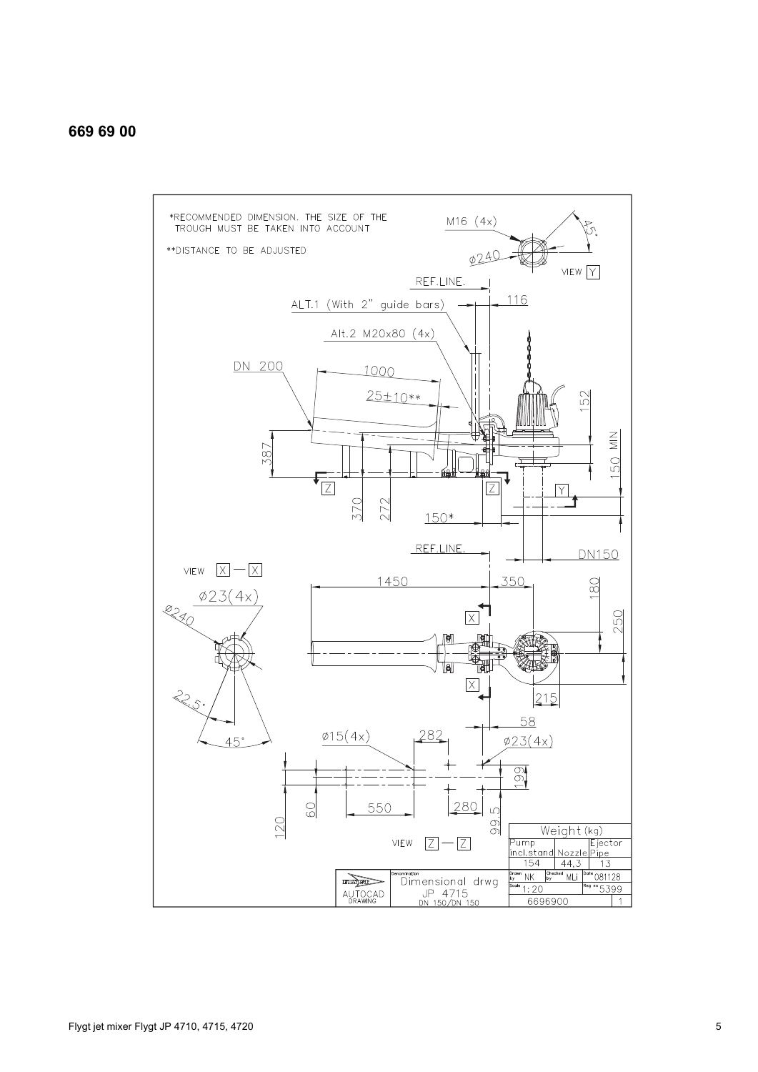**669 69 00**

*RECOMMENDED DIMENSION. THE SIZE OF THE TROUGH MUST BE TAKEN INTO ACCOUNT

**DISTANCE TO BE ADJUSTED

M16 (4x)

45°

Ø240

VIEW Y

REF.LINE.

ALT.1 (With 2" guide bars)

116

Alt.2 M20x80 (4x)

DN 200

1000

25±10**

152

387

150 MIN

Z

Z

Y

370

272

150*

REF.LINE.

DN150

VIEW X — X

1450

350

180

Ø23(4x)

Ø240

250

X

X

215

22.5°

45°

58

Ø15(4x)

282

Ø23(4x)

199

550

280

120

60

99.5

VIEW Z — Z

| Weight (kg) | | |
|---|---|---|
| Pump incl.stand | Nozzle | Ejector Pipe |
| 154 | 44,3 | 13 |

AUTOCAD DRAWING

Denomination: Dimensional drwg JP 4715 DN 150/DN 150

Drawn by NK | Checked by MLi | Date 081128

Scale 1:20 | Reg no 5399

6696900 | 1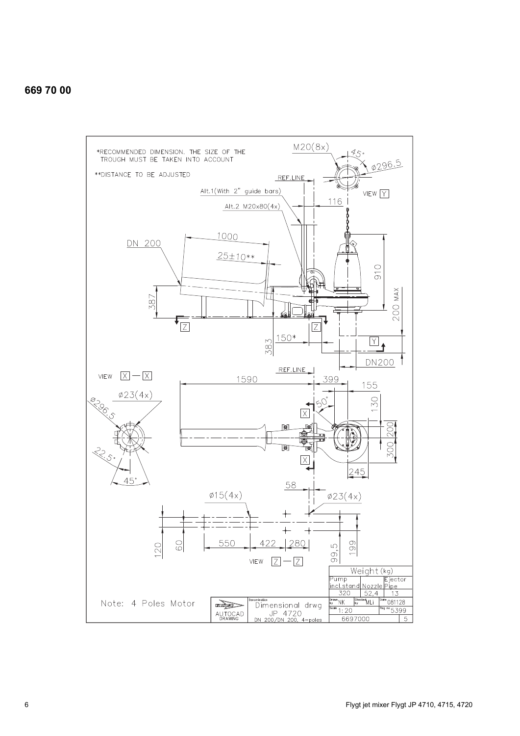# 669 70 00

*RECOMMENDED DIMENSION. THE SIZE OF THE TROUGH MUST BE TAKEN INTO ACCOUNT

**DISTANCE TO BE ADJUSTED

M20(8x) 45° Ø296.5

REF.LINE

Alt.1(With 2" guide bars)

Alt.2 M20x80(4x)

VIEW Y

116

1000

DN 200

25±10**

910

387

200 MAX

Z Z

150*

383

Y

DN200

VIEW X — X

REF.LINE

1590 399 155

Ø23(4x)

Ø296.5

50°

130

200

300

22.5°

45°

245

58

Ø15(4x) Ø23(4x)

120 60 550 422 280 99.5 199

VIEW Z — Z

| Weight (kg) | | |
|---|---|---|
| Pump incl.stand | Nozzle | Ejector Pipe |
| 320 | 52,4 | 13 |

Note: 4 Poles Motor

| AUTOCAD DRAWING | Denomination: Dimensional drwg JP 4720 DN 200/DN 200, 4-poles | Drawn by NK | Checked by MLi | Date 081128 |
|---|---|---|---|---|
| | | Scale 1:20 | | Reg no 5399 |
| | | 6697000 | | 5 |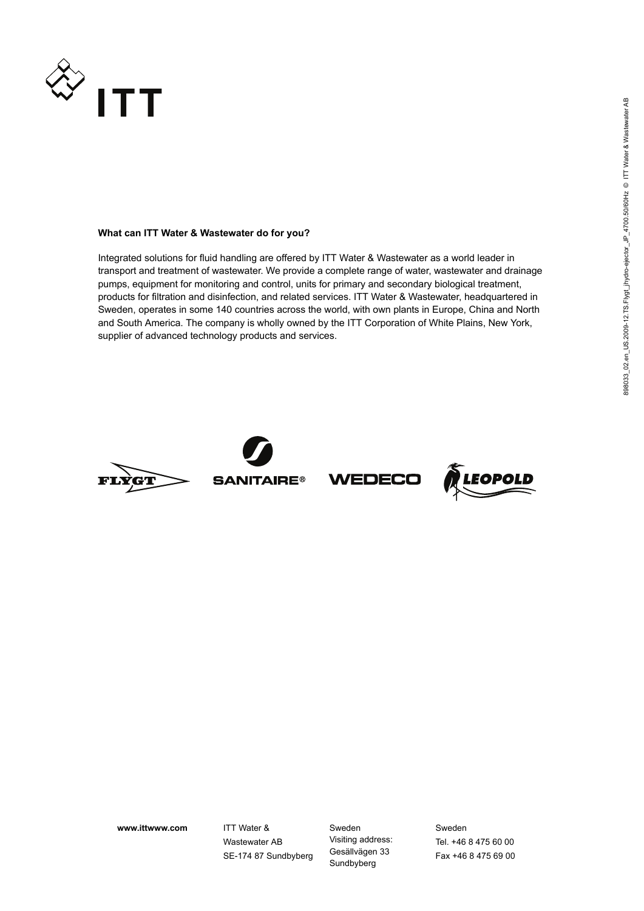**What can ITT Water & Wastewater do for you?**

Integrated solutions for fluid handling are offered by ITT Water & Wastewater as a world leader in transport and treatment of wastewater. We provide a complete range of water, wastewater and drainage pumps, equipment for monitoring and control, units for primary and secondary biological treatment, products for filtration and disinfection, and related services. ITT Water & Wastewater, headquartered in Sweden, operates in some 140 countries across the world, with own plants in Europe, China and North and South America. The company is wholly owned by the ITT Corporation of White Plains, New York, supplier of advanced technology products and services.

**www.ittwww.com**

ITT Water & Wastewater AB
SE-174 87 Sundbyberg

Sweden
Visiting address:
Gesällvägen 33
Sundbyberg

Sweden
Tel. +46 8 475 60 00
Fax +46 8 475 69 00

898033_02.en_US.2009-12.TS.Flygt_jhydro-ejector_JP_4700.50/60Hz © ITT Water & Wastewater AB